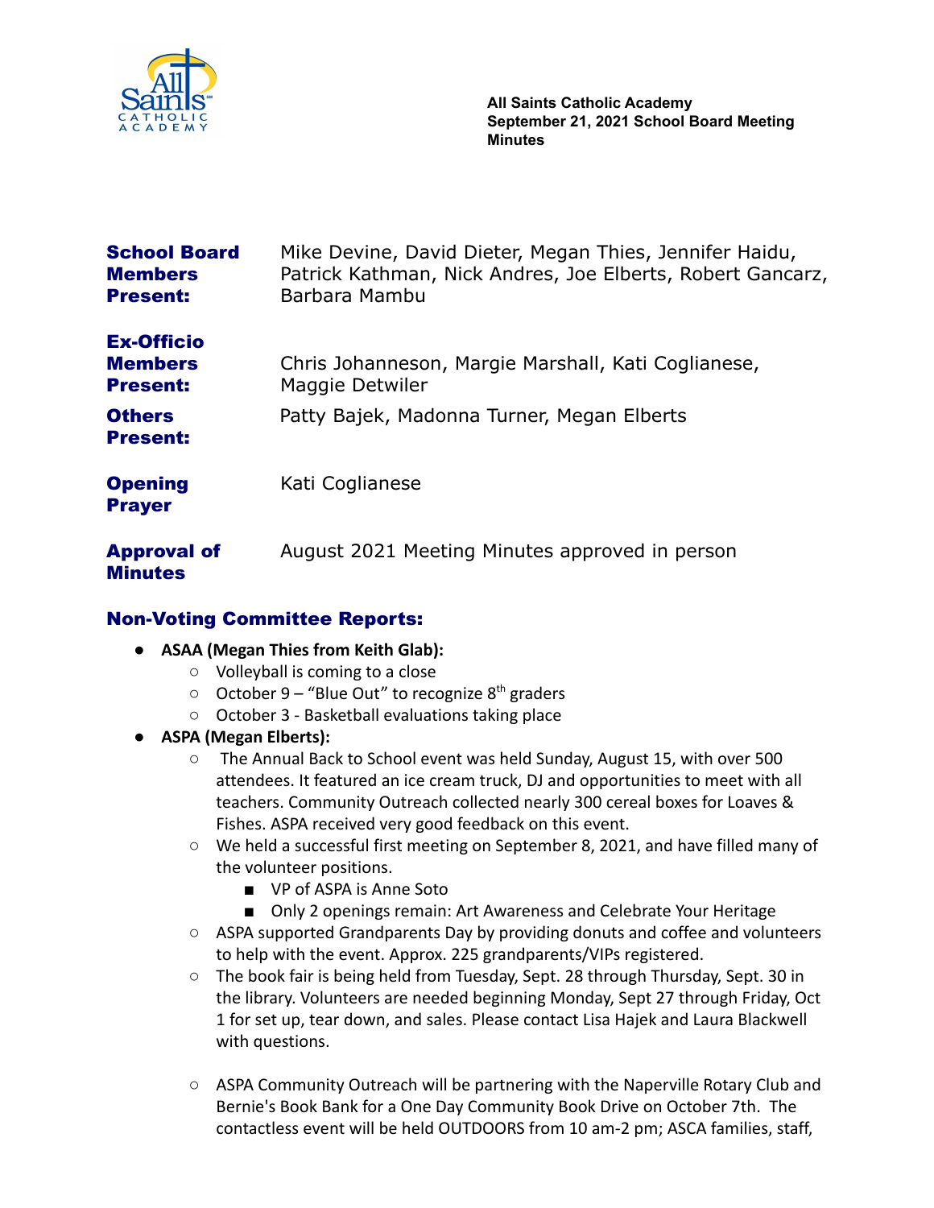**All Saints Catholic Academy**
**September 21, 2021 School Board Meeting**
**Minutes**

| | |
|---|---|
| **School Board Members Present:** | Mike Devine, David Dieter, Megan Thies, Jennifer Haidu, Patrick Kathman, Nick Andres, Joe Elberts, Robert Gancarz, Barbara Mambu |
| **Ex-Officio Members Present:** | Chris Johanneson, Margie Marshall, Kati Coglianese, Maggie Detwiler |
| **Others Present:** | Patty Bajek, Madonna Turner, Megan Elberts |
| **Opening Prayer** | Kati Coglianese |
| **Approval of Minutes** | August 2021 Meeting Minutes approved in person |

## Non-Voting Committee Reports:

- **ASAA (Megan Thies from Keith Glab):**
  - Volleyball is coming to a close
  - October 9 – "Blue Out" to recognize 8th graders
  - October 3 - Basketball evaluations taking place
- **ASPA (Megan Elberts):**
  - The Annual Back to School event was held Sunday, August 15, with over 500 attendees. It featured an ice cream truck, DJ and opportunities to meet with all teachers. Community Outreach collected nearly 300 cereal boxes for Loaves & Fishes. ASPA received very good feedback on this event.
  - We held a successful first meeting on September 8, 2021, and have filled many of the volunteer positions.
    - VP of ASPA is Anne Soto
    - Only 2 openings remain: Art Awareness and Celebrate Your Heritage
  - ASPA supported Grandparents Day by providing donuts and coffee and volunteers to help with the event. Approx. 225 grandparents/VIPs registered.
  - The book fair is being held from Tuesday, Sept. 28 through Thursday, Sept. 30 in the library. Volunteers are needed beginning Monday, Sept 27 through Friday, Oct 1 for set up, tear down, and sales. Please contact Lisa Hajek and Laura Blackwell with questions.
  - ASPA Community Outreach will be partnering with the Naperville Rotary Club and Bernie's Book Bank for a One Day Community Book Drive on October 7th. The contactless event will be held OUTDOORS from 10 am-2 pm; ASCA families, staff,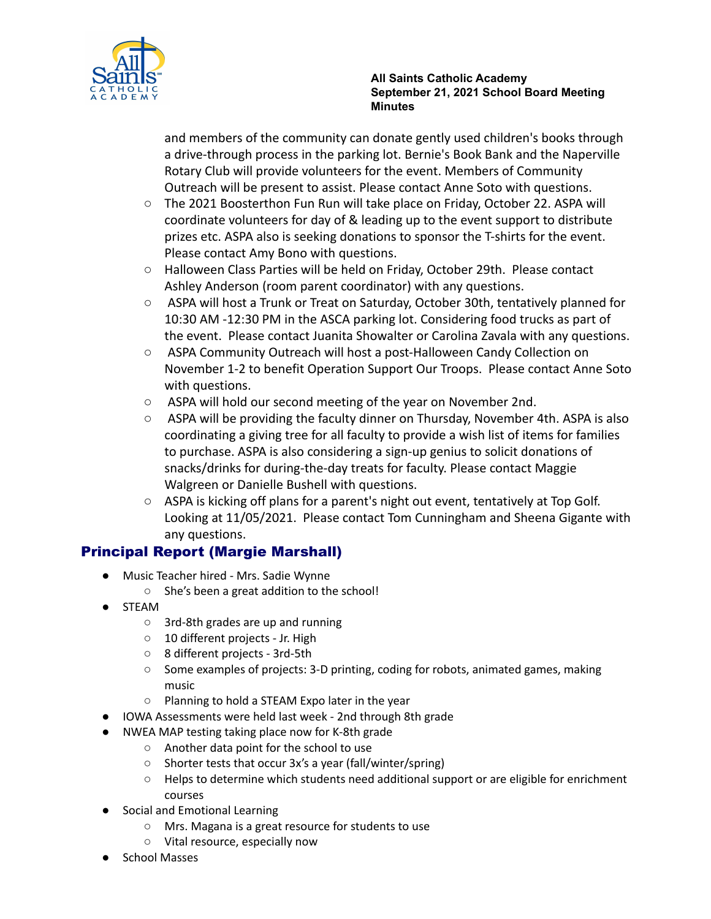and members of the community can donate gently used children's books through a drive-through process in the parking lot. Bernie's Book Bank and the Naperville Rotary Club will provide volunteers for the event. Members of Community Outreach will be present to assist. Please contact Anne Soto with questions.

- The 2021 Boosterthon Fun Run will take place on Friday, October 22. ASPA will coordinate volunteers for day of & leading up to the event support to distribute prizes etc. ASPA also is seeking donations to sponsor the T-shirts for the event. Please contact Amy Bono with questions.
- Halloween Class Parties will be held on Friday, October 29th. Please contact Ashley Anderson (room parent coordinator) with any questions.
- ASPA will host a Trunk or Treat on Saturday, October 30th, tentatively planned for 10:30 AM -12:30 PM in the ASCA parking lot. Considering food trucks as part of the event. Please contact Juanita Showalter or Carolina Zavala with any questions.
- ASPA Community Outreach will host a post-Halloween Candy Collection on November 1-2 to benefit Operation Support Our Troops. Please contact Anne Soto with questions.
- ASPA will hold our second meeting of the year on November 2nd.
- ASPA will be providing the faculty dinner on Thursday, November 4th. ASPA is also coordinating a giving tree for all faculty to provide a wish list of items for families to purchase. ASPA is also considering a sign-up genius to solicit donations of snacks/drinks for during-the-day treats for faculty. Please contact Maggie Walgreen or Danielle Bushell with questions.
- ASPA is kicking off plans for a parent's night out event, tentatively at Top Golf. Looking at 11/05/2021. Please contact Tom Cunningham and Sheena Gigante with any questions.

## Principal Report (Margie Marshall)

- Music Teacher hired - Mrs. Sadie Wynne
  - She's been a great addition to the school!
- STEAM
  - 3rd-8th grades are up and running
  - 10 different projects - Jr. High
  - 8 different projects - 3rd-5th
  - Some examples of projects: 3-D printing, coding for robots, animated games, making music
  - Planning to hold a STEAM Expo later in the year
- IOWA Assessments were held last week - 2nd through 8th grade
- NWEA MAP testing taking place now for K-8th grade
  - Another data point for the school to use
  - Shorter tests that occur 3x's a year (fall/winter/spring)
  - Helps to determine which students need additional support or are eligible for enrichment courses
- Social and Emotional Learning
  - Mrs. Magana is a great resource for students to use
  - Vital resource, especially now
- School Masses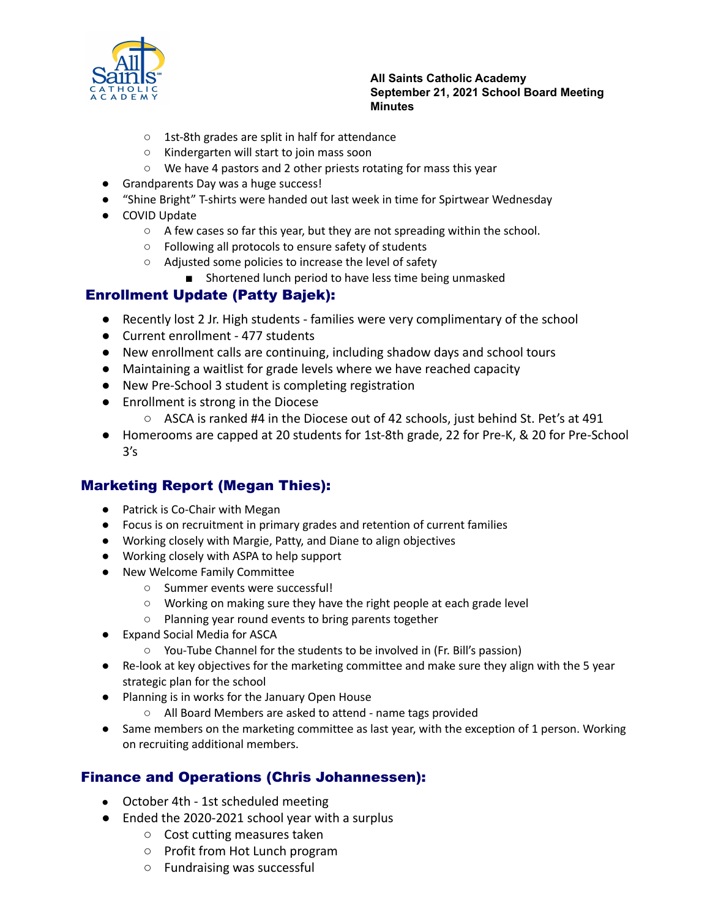- 1st-8th grades are split in half for attendance
    - Kindergarten will start to join mass soon
    - We have 4 pastors and 2 other priests rotating for mass this year
- Grandparents Day was a huge success!
- "Shine Bright" T-shirts were handed out last week in time for Spirtwear Wednesday
- COVID Update
    - A few cases so far this year, but they are not spreading within the school.
    - Following all protocols to ensure safety of students
    - Adjusted some policies to increase the level of safety
        - Shortened lunch period to have less time being unmasked

## Enrollment Update (Patty Bajek):

- Recently lost 2 Jr. High students - families were very complimentary of the school
- Current enrollment - 477 students
- New enrollment calls are continuing, including shadow days and school tours
- Maintaining a waitlist for grade levels where we have reached capacity
- New Pre-School 3 student is completing registration
- Enrollment is strong in the Diocese
    - ASCA is ranked #4 in the Diocese out of 42 schools, just behind St. Pet's at 491
- Homerooms are capped at 20 students for 1st-8th grade, 22 for Pre-K, & 20 for Pre-School 3's

## Marketing Report (Megan Thies):

- Patrick is Co-Chair with Megan
- Focus is on recruitment in primary grades and retention of current families
- Working closely with Margie, Patty, and Diane to align objectives
- Working closely with ASPA to help support
- New Welcome Family Committee
    - Summer events were successful!
    - Working on making sure they have the right people at each grade level
    - Planning year round events to bring parents together
- Expand Social Media for ASCA
    - You-Tube Channel for the students to be involved in (Fr. Bill's passion)
- Re-look at key objectives for the marketing committee and make sure they align with the 5 year strategic plan for the school
- Planning is in works for the January Open House
    - All Board Members are asked to attend - name tags provided
- Same members on the marketing committee as last year, with the exception of 1 person. Working on recruiting additional members.

## Finance and Operations (Chris Johannessen):

- October 4th - 1st scheduled meeting
- Ended the 2020-2021 school year with a surplus
    - Cost cutting measures taken
    - Profit from Hot Lunch program
    - Fundraising was successful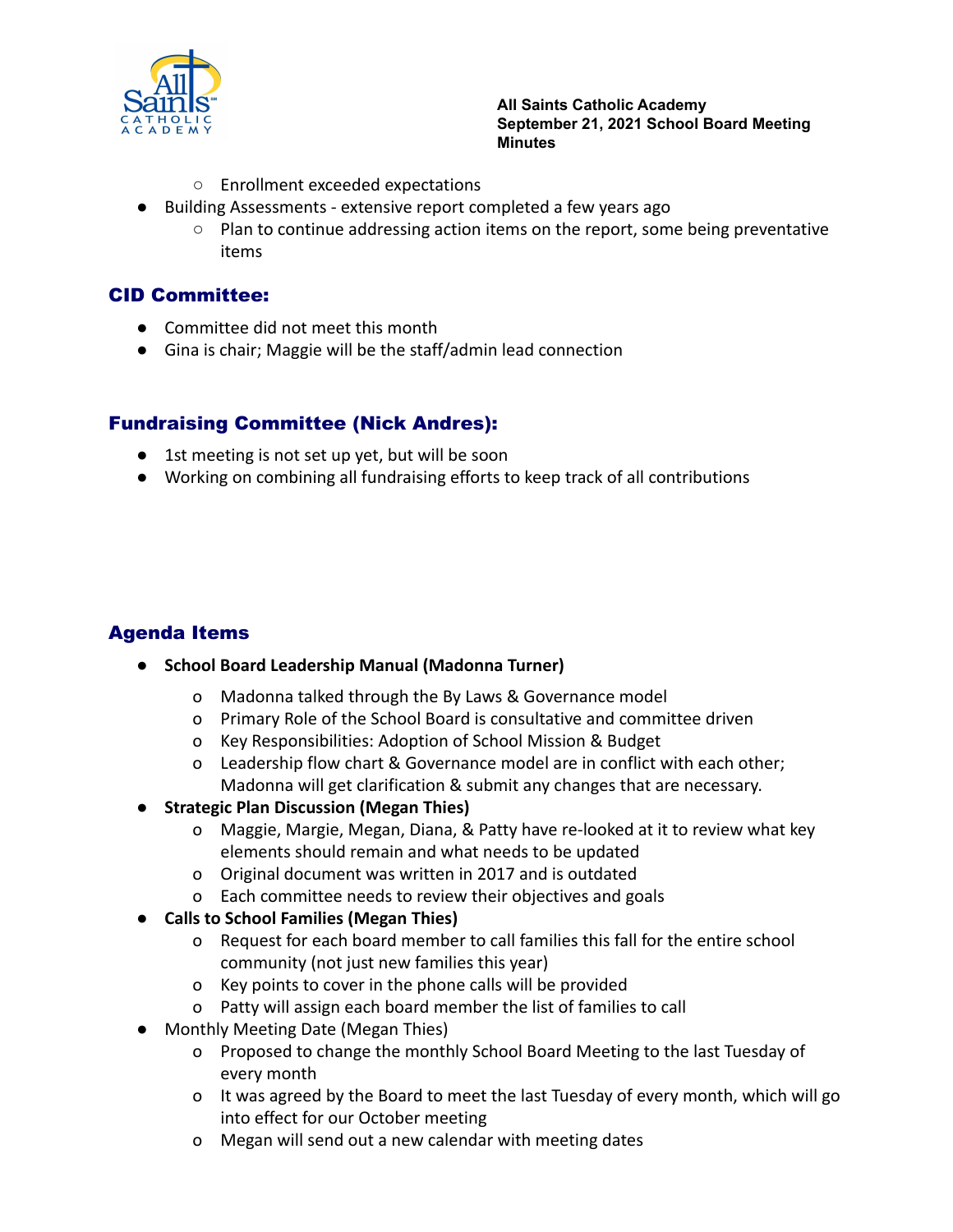- Enrollment exceeded expectations

- Building Assessments - extensive report completed a few years ago
  - Plan to continue addressing action items on the report, some being preventative items

## CID Committee:

- Committee did not meet this month
- Gina is chair; Maggie will be the staff/admin lead connection

## Fundraising Committee (Nick Andres):

- 1st meeting is not set up yet, but will be soon
- Working on combining all fundraising efforts to keep track of all contributions

## Agenda Items

- **School Board Leadership Manual (Madonna Turner)**
  - Madonna talked through the By Laws & Governance model
  - Primary Role of the School Board is consultative and committee driven
  - Key Responsibilities: Adoption of School Mission & Budget
  - Leadership flow chart & Governance model are in conflict with each other; Madonna will get clarification & submit any changes that are necessary.
- **Strategic Plan Discussion (Megan Thies)**
  - Maggie, Margie, Megan, Diana, & Patty have re-looked at it to review what key elements should remain and what needs to be updated
  - Original document was written in 2017 and is outdated
  - Each committee needs to review their objectives and goals
- **Calls to School Families (Megan Thies)**
  - Request for each board member to call families this fall for the entire school community (not just new families this year)
  - Key points to cover in the phone calls will be provided
  - Patty will assign each board member the list of families to call
- Monthly Meeting Date (Megan Thies)
  - Proposed to change the monthly School Board Meeting to the last Tuesday of every month
  - It was agreed by the Board to meet the last Tuesday of every month, which will go into effect for our October meeting
  - Megan will send out a new calendar with meeting dates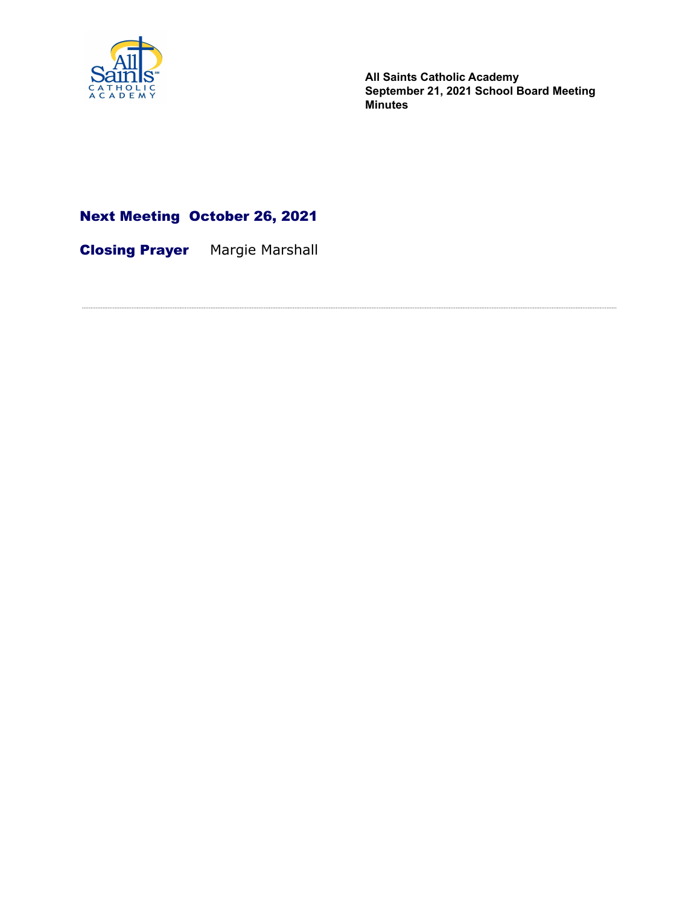**All Saints Catholic Academy**
**September 21, 2021 School Board Meeting**
**Minutes**

## Next Meeting October 26, 2021

**Closing Prayer** Margie Marshall

---